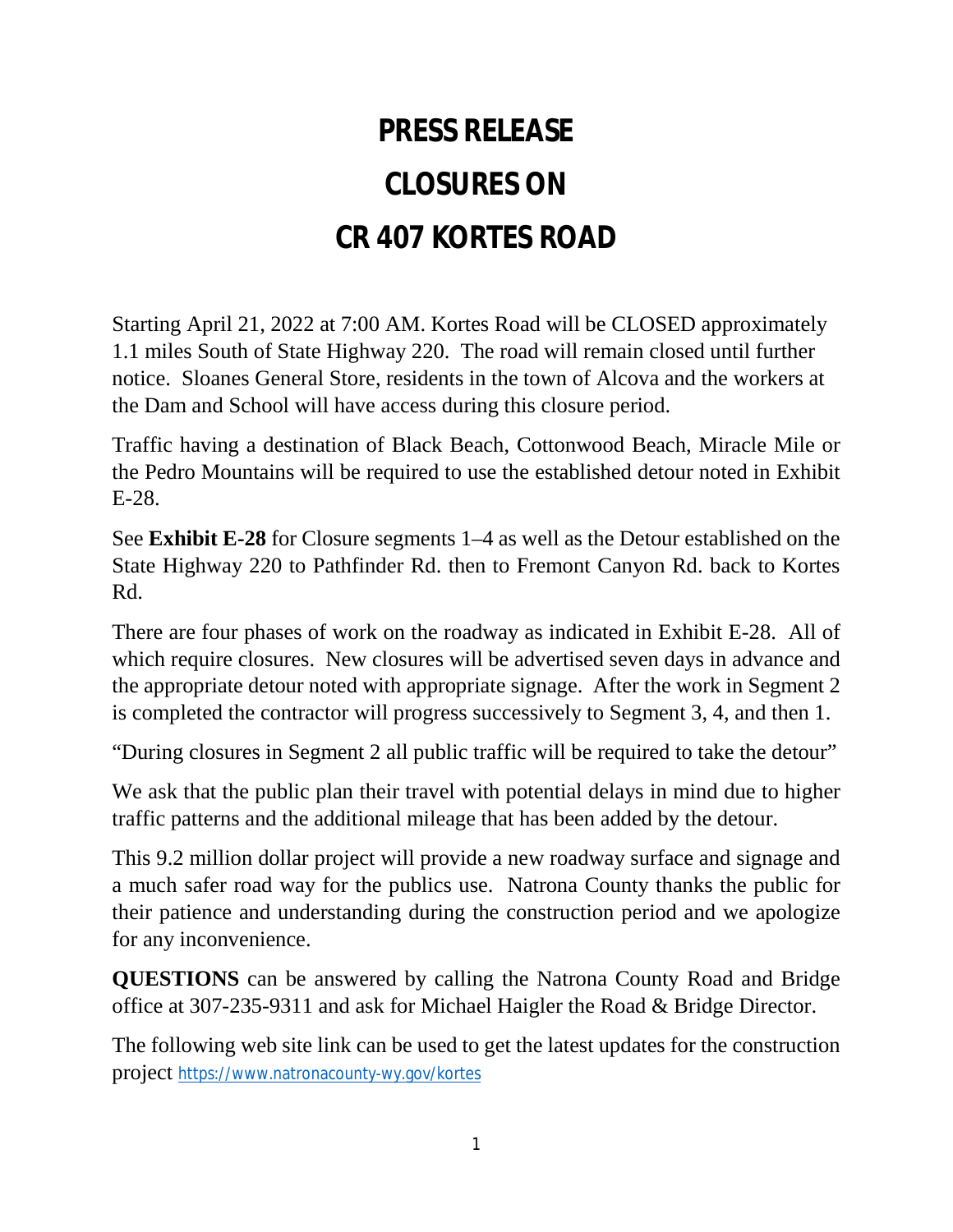# PRESS RELEASE

# CLOSURES ON

# CR 407 KORTES ROAD

Starting April 21, 2022 at 7:00 AM. Kortes Road will be CLOSED approximately 1.1 miles South of State Highway 220. The road will remain closed until further notice. Sloanes General Store, residents in the town of Alcova and the workers at the Dam and School will have access during this closure period.

Traffic having a destination of Black Beach, Cottonwood Beach, Miracle Mile or the Pedro Mountains will be required to use the established detour noted in Exhibit E-28.

See **Exhibit E-28** for Closure segments 1–4 as well as the Detour established on the State Highway 220 to Pathfinder Rd. then to Fremont Canyon Rd. back to Kortes Rd.

There are four phases of work on the roadway as indicated in Exhibit E-28. All of which require closures. New closures will be advertised seven days in advance and the appropriate detour noted with appropriate signage. After the work in Segment 2 is completed the contractor will progress successively to Segment 3, 4, and then 1.

"During closures in Segment 2 all public traffic will be required to take the detour"

We ask that the public plan their travel with potential delays in mind due to higher traffic patterns and the additional mileage that has been added by the detour.

This 9.2 million dollar project will provide a new roadway surface and signage and a much safer road way for the publics use. Natrona County thanks the public for their patience and understanding during the construction period and we apologize for any inconvenience.

**QUESTIONS** can be answered by calling the Natrona County Road and Bridge office at 307-235-9311 and ask for Michael Haigler the Road & Bridge Director.

The following web site link can be used to get the latest updates for the construction project https://www.natronacounty-wy.gov/kortes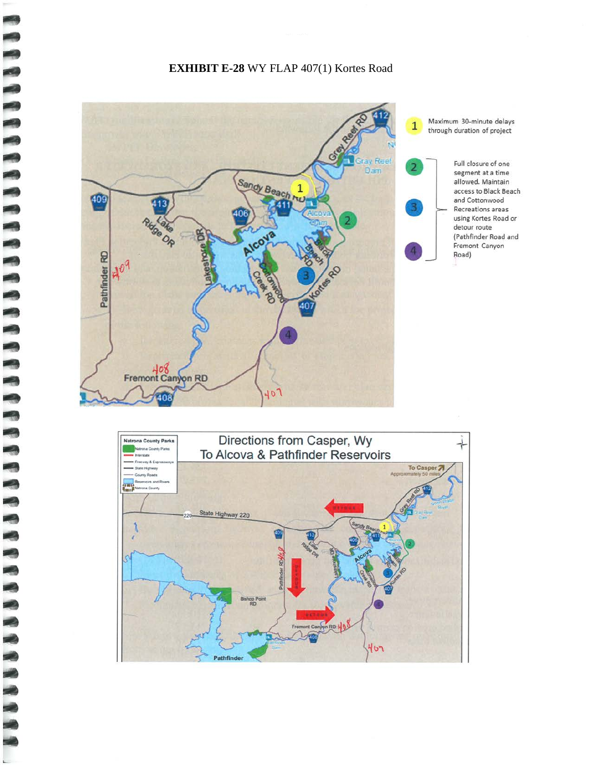**EXHIBIT E-28** WY FLAP 407(1) Kortes Road

1 Maximum 30-minute delays through duration of project

2, 3, 4 Full closure of one segment at a time allowed. Maintain access to Black Beach and Cottonwood Recreations areas using Kortes Road or detour route (Pathfinder Road and Fremont Canyon Road)

412
Grey Reef RD
Gray Reef Dam
409
413
Sandy Beach RD
411
406
Alcova Dam
Lake Ridge DR
Lakeshore DR
Alcova
Black Beach RD
Cottonwood Creek RD
Kortes RD
407
Pathfinder RD
409
408
Fremont Canyon RD
408
407

Natrona County Parks
Natrona County Parks
Interstate
Freeway & Expressways
State Highway
County Roads
Reservoirs and Rivers
Natrona County

Directions from Casper, Wy
To Alcova & Pathfinder Reservoirs

To Casper
Approximately 50 miles

220
State Highway 220
DETOUR
DETOUR
DETOUR
Pathfinder RD 409
Bishop Point RD
Fremont Canyon RD 408
407
Pathfinder